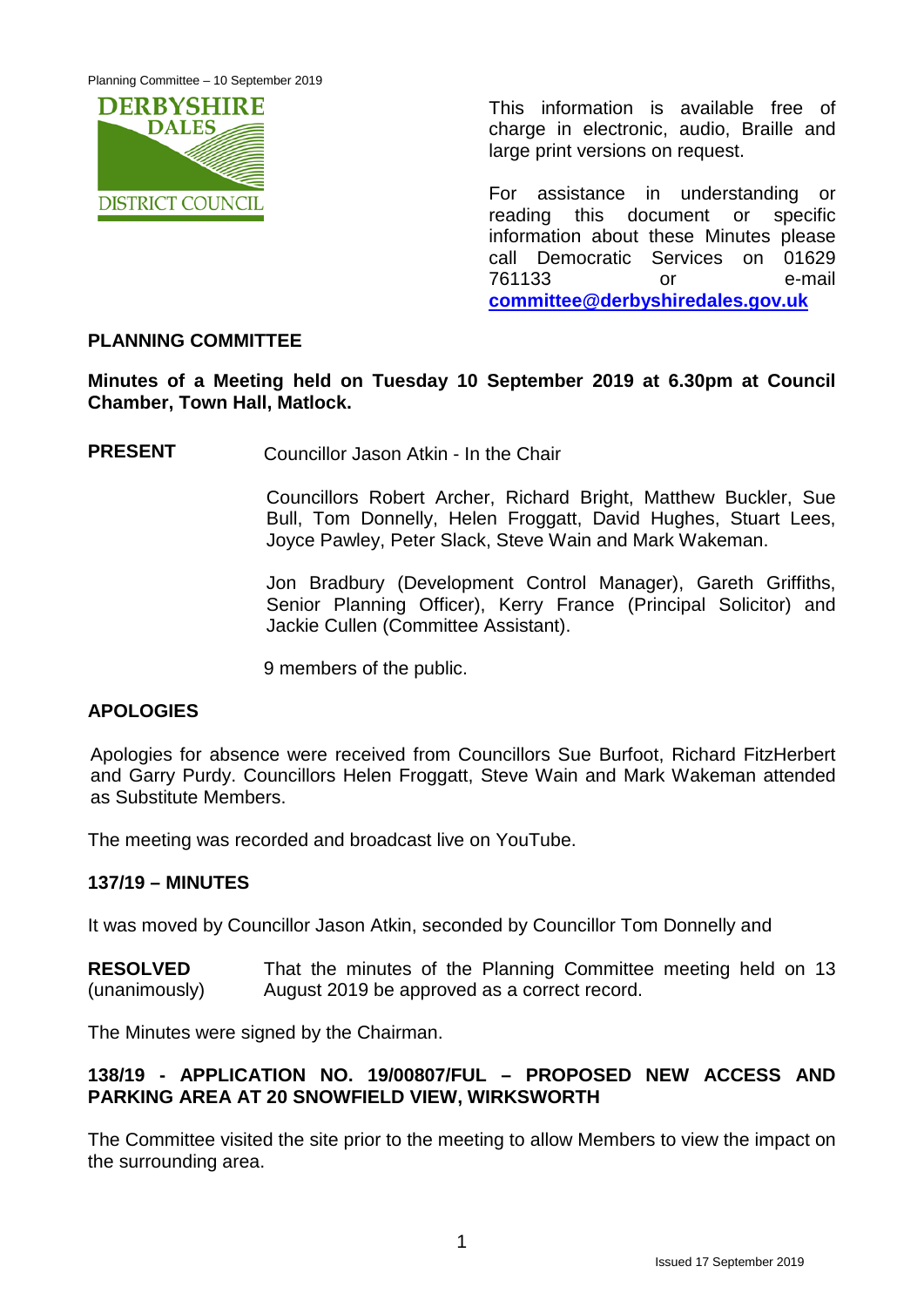DERBYSHIRE DALES DISTRICT COUNCIL

This information is available free of charge in electronic, audio, Braille and large print versions on request.

For assistance in understanding or reading this document or specific information about these Minutes please call Democratic Services on 01629 761133 or e-mail **committee@derbyshiredales.gov.uk**

## PLANNING COMMITTEE

**Minutes of a Meeting held on Tuesday 10 September 2019 at 6.30pm at Council Chamber, Town Hall, Matlock.**

**PRESENT** Councillor Jason Atkin - In the Chair

Councillors Robert Archer, Richard Bright, Matthew Buckler, Sue Bull, Tom Donnelly, Helen Froggatt, David Hughes, Stuart Lees, Joyce Pawley, Peter Slack, Steve Wain and Mark Wakeman.

Jon Bradbury (Development Control Manager), Gareth Griffiths, Senior Planning Officer), Kerry France (Principal Solicitor) and Jackie Cullen (Committee Assistant).

9 members of the public.

### APOLOGIES

Apologies for absence were received from Councillors Sue Burfoot, Richard FitzHerbert and Garry Purdy. Councillors Helen Froggatt, Steve Wain and Mark Wakeman attended as Substitute Members.

The meeting was recorded and broadcast live on YouTube.

### 137/19 – MINUTES

It was moved by Councillor Jason Atkin, seconded by Councillor Tom Donnelly and

**RESOLVED** (unanimously) That the minutes of the Planning Committee meeting held on 13 August 2019 be approved as a correct record.

The Minutes were signed by the Chairman.

### 138/19 - APPLICATION NO. 19/00807/FUL – PROPOSED NEW ACCESS AND PARKING AREA AT 20 SNOWFIELD VIEW, WIRKSWORTH

The Committee visited the site prior to the meeting to allow Members to view the impact on the surrounding area.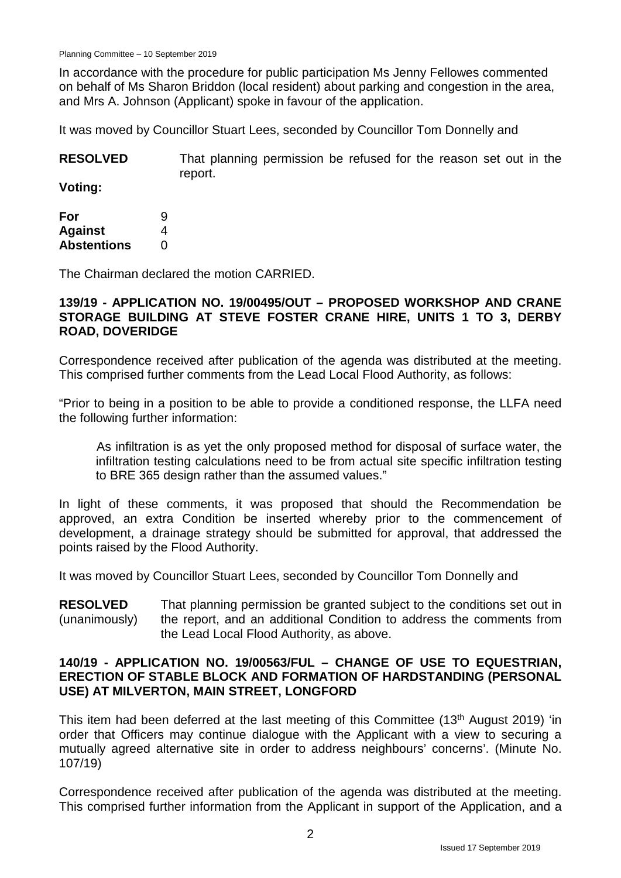In accordance with the procedure for public participation Ms Jenny Fellowes commented on behalf of Ms Sharon Briddon (local resident) about parking and congestion in the area, and Mrs A. Johnson (Applicant) spoke in favour of the application.

It was moved by Councillor Stuart Lees, seconded by Councillor Tom Donnelly and

**RESOLVED** That planning permission be refused for the reason set out in the report.

**Voting:**

| | |
|---|---|
| **For** | 9 |
| **Against** | 4 |
| **Abstentions** | 0 |

The Chairman declared the motion CARRIED.

### 139/19 - APPLICATION NO. 19/00495/OUT – PROPOSED WORKSHOP AND CRANE STORAGE BUILDING AT STEVE FOSTER CRANE HIRE, UNITS 1 TO 3, DERBY ROAD, DOVERIDGE

Correspondence received after publication of the agenda was distributed at the meeting. This comprised further comments from the Lead Local Flood Authority, as follows:

"Prior to being in a position to be able to provide a conditioned response, the LLFA need the following further information:

As infiltration is as yet the only proposed method for disposal of surface water, the infiltration testing calculations need to be from actual site specific infiltration testing to BRE 365 design rather than the assumed values."

In light of these comments, it was proposed that should the Recommendation be approved, an extra Condition be inserted whereby prior to the commencement of development, a drainage strategy should be submitted for approval, that addressed the points raised by the Flood Authority.

It was moved by Councillor Stuart Lees, seconded by Councillor Tom Donnelly and

**RESOLVED** (unanimously) That planning permission be granted subject to the conditions set out in the report, and an additional Condition to address the comments from the Lead Local Flood Authority, as above.

### 140/19 - APPLICATION NO. 19/00563/FUL – CHANGE OF USE TO EQUESTRIAN, ERECTION OF STABLE BLOCK AND FORMATION OF HARDSTANDING (PERSONAL USE) AT MILVERTON, MAIN STREET, LONGFORD

This item had been deferred at the last meeting of this Committee (13th August 2019) 'in order that Officers may continue dialogue with the Applicant with a view to securing a mutually agreed alternative site in order to address neighbours' concerns'. (Minute No. 107/19)

Correspondence received after publication of the agenda was distributed at the meeting. This comprised further information from the Applicant in support of the Application, and a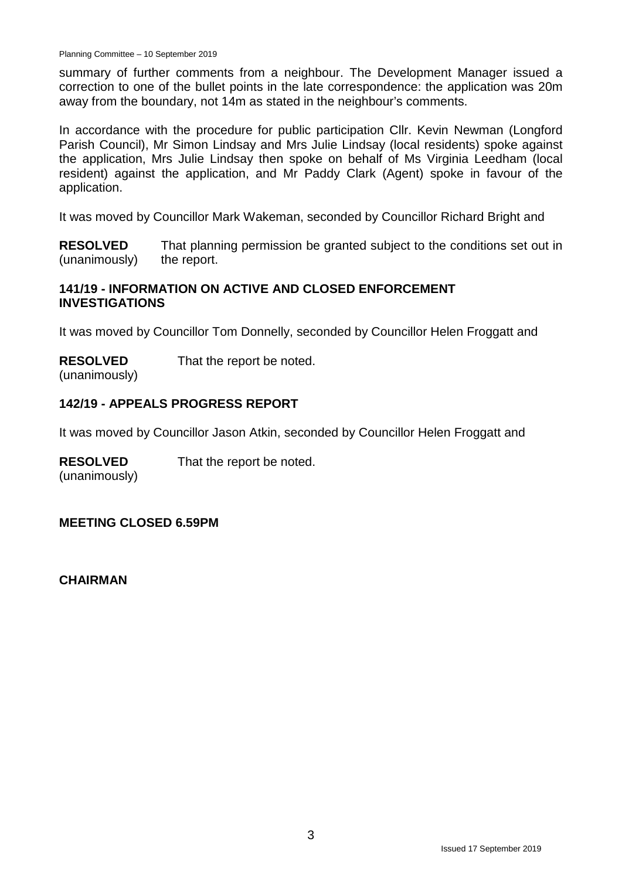summary of further comments from a neighbour. The Development Manager issued a correction to one of the bullet points in the late correspondence: the application was 20m away from the boundary, not 14m as stated in the neighbour's comments.

In accordance with the procedure for public participation Cllr. Kevin Newman (Longford Parish Council), Mr Simon Lindsay and Mrs Julie Lindsay (local residents) spoke against the application, Mrs Julie Lindsay then spoke on behalf of Ms Virginia Leedham (local resident) against the application, and Mr Paddy Clark (Agent) spoke in favour of the application.

It was moved by Councillor Mark Wakeman, seconded by Councillor Richard Bright and

**RESOLVED** (unanimously) That planning permission be granted subject to the conditions set out in the report.

## 141/19 - INFORMATION ON ACTIVE AND CLOSED ENFORCEMENT INVESTIGATIONS

It was moved by Councillor Tom Donnelly, seconded by Councillor Helen Froggatt and

**RESOLVED** (unanimously) That the report be noted.

## 142/19 - APPEALS PROGRESS REPORT

It was moved by Councillor Jason Atkin, seconded by Councillor Helen Froggatt and

**RESOLVED** (unanimously) That the report be noted.

**MEETING CLOSED 6.59PM**

**CHAIRMAN**